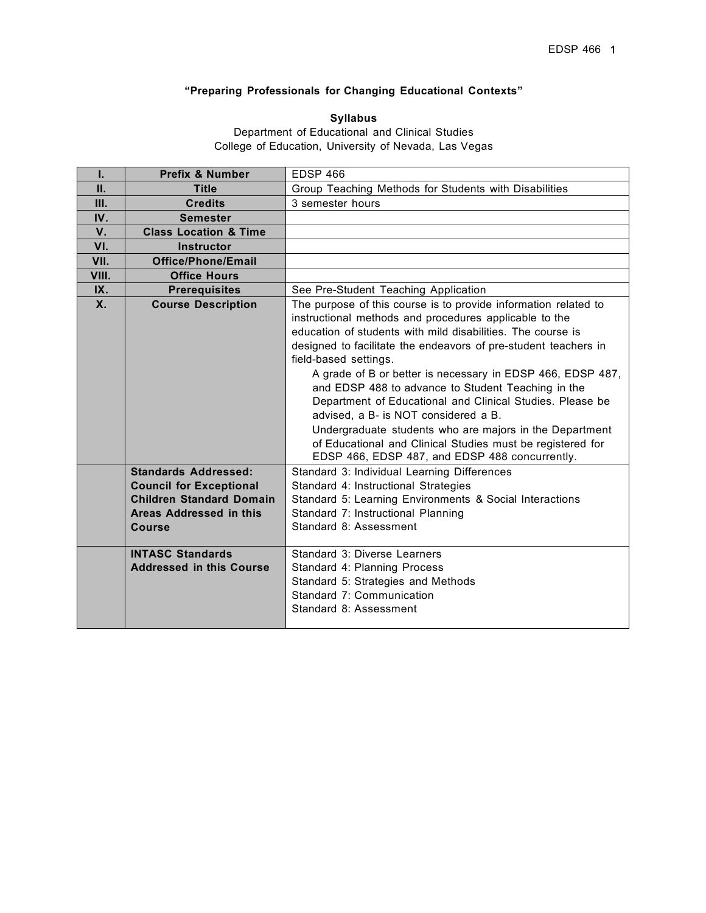**"Preparing Professionals for Changing Educational Contexts"**

**Syllabus**

Department of Educational and Clinical Studies
College of Education, University of Nevada, Las Vegas

| | | |
|---|---|---|
| **I.** | **Prefix & Number** | EDSP 466 |
| **II.** | **Title** | Group Teaching Methods for Students with Disabilities |
| **III.** | **Credits** | 3 semester hours |
| **IV.** | **Semester** | |
| **V.** | **Class Location & Time** | |
| **VI.** | **Instructor** | |
| **VII.** | **Office/Phone/Email** | |
| **VIII.** | **Office Hours** | |
| **IX.** | **Prerequisites** | See Pre-Student Teaching Application |
| **X.** | **Course Description** | The purpose of this course is to provide information related to instructional methods and procedures applicable to the education of students with mild disabilities. The course is designed to facilitate the endeavors of pre-student teachers in field-based settings.<br>A grade of B or better is necessary in EDSP 466, EDSP 487, and EDSP 488 to advance to Student Teaching in the Department of Educational and Clinical Studies. Please be advised, a B- is NOT considered a B.<br>Undergraduate students who are majors in the Department of Educational and Clinical Studies must be registered for EDSP 466, EDSP 487, and EDSP 488 concurrently. |
| | **Standards Addressed: Council for Exceptional Children Standard Domain Areas Addressed in this Course** | Standard 3: Individual Learning Differences<br>Standard 4: Instructional Strategies<br>Standard 5: Learning Environments & Social Interactions<br>Standard 7: Instructional Planning<br>Standard 8: Assessment |
| | **INTASC Standards Addressed in this Course** | Standard 3: Diverse Learners<br>Standard 4: Planning Process<br>Standard 5: Strategies and Methods<br>Standard 7: Communication<br>Standard 8: Assessment |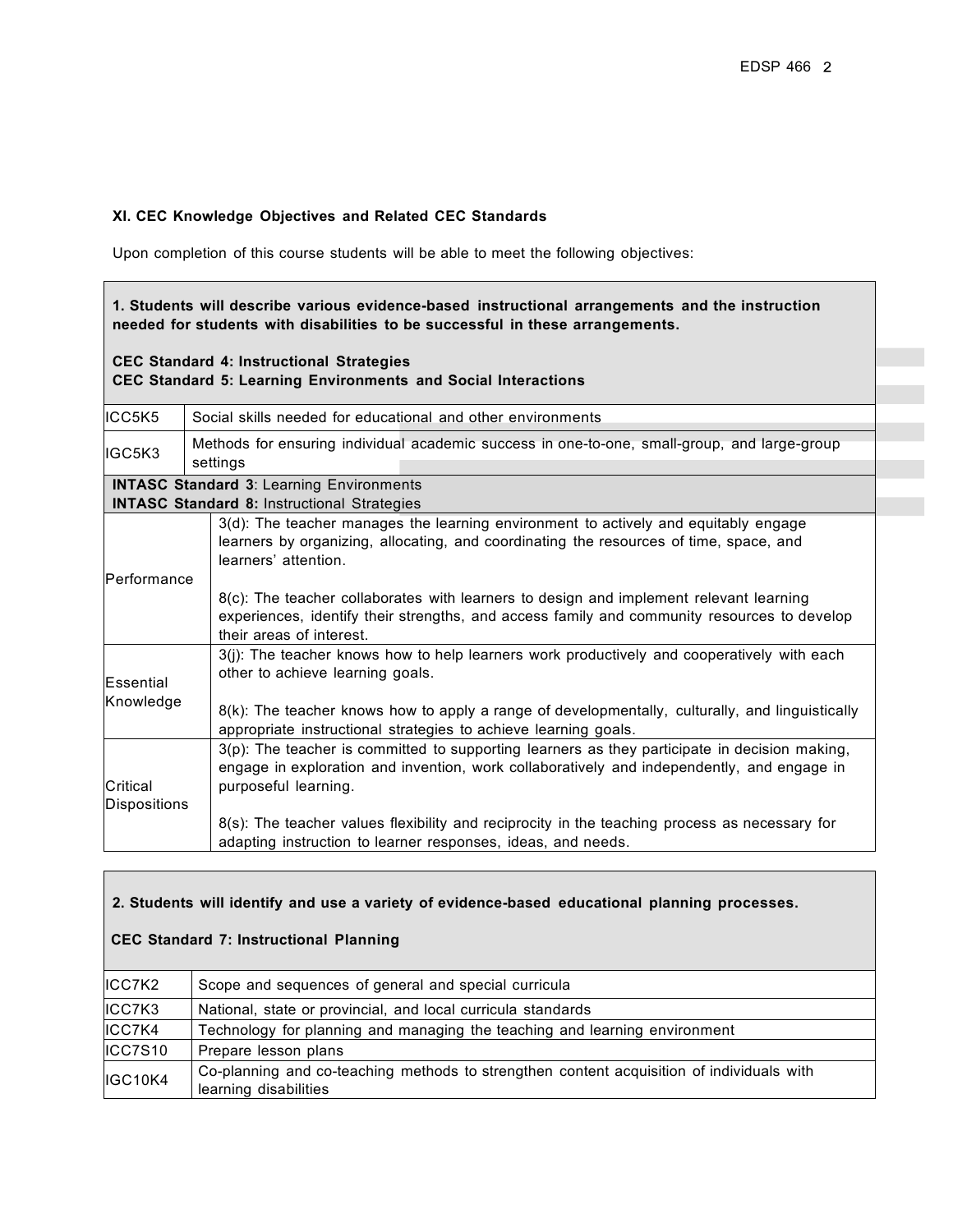### XI. CEC Knowledge Objectives and Related CEC Standards

Upon completion of this course students will be able to meet the following objectives:

| **1. Students will describe various evidence-based instructional arrangements and the instruction needed for students with disabilities to be successful in these arrangements.**<br><br>**CEC Standard 4: Instructional Strategies**<br>**CEC Standard 5: Learning Environments and Social Interactions** | |
|---|---|
| ICC5K5 | Social skills needed for educational and other environments |
| IGC5K3 | Methods for ensuring individual academic success in one-to-one, small-group, and large-group settings |
| **INTASC Standard 3**: Learning Environments<br>**INTASC Standard 8:** Instructional Strategies | |
| Performance | 3(d): The teacher manages the learning environment to actively and equitably engage learners by organizing, allocating, and coordinating the resources of time, space, and learners' attention.<br><br>8(c): The teacher collaborates with learners to design and implement relevant learning experiences, identify their strengths, and access family and community resources to develop their areas of interest. |
| Essential Knowledge | 3(j): The teacher knows how to help learners work productively and cooperatively with each other to achieve learning goals.<br><br>8(k): The teacher knows how to apply a range of developmentally, culturally, and linguistically appropriate instructional strategies to achieve learning goals. |
| Critical Dispositions | 3(p): The teacher is committed to supporting learners as they participate in decision making, engage in exploration and invention, work collaboratively and independently, and engage in purposeful learning.<br><br>8(s): The teacher values flexibility and reciprocity in the teaching process as necessary for adapting instruction to learner responses, ideas, and needs. |

| **2. Students will identify and use a variety of evidence-based educational planning processes.**<br><br>**CEC Standard 7: Instructional Planning** | |
|---|---|
| ICC7K2 | Scope and sequences of general and special curricula |
| ICC7K3 | National, state or provincial, and local curricula standards |
| ICC7K4 | Technology for planning and managing the teaching and learning environment |
| ICC7S10 | Prepare lesson plans |
| IGC10K4 | Co-planning and co-teaching methods to strengthen content acquisition of individuals with learning disabilities |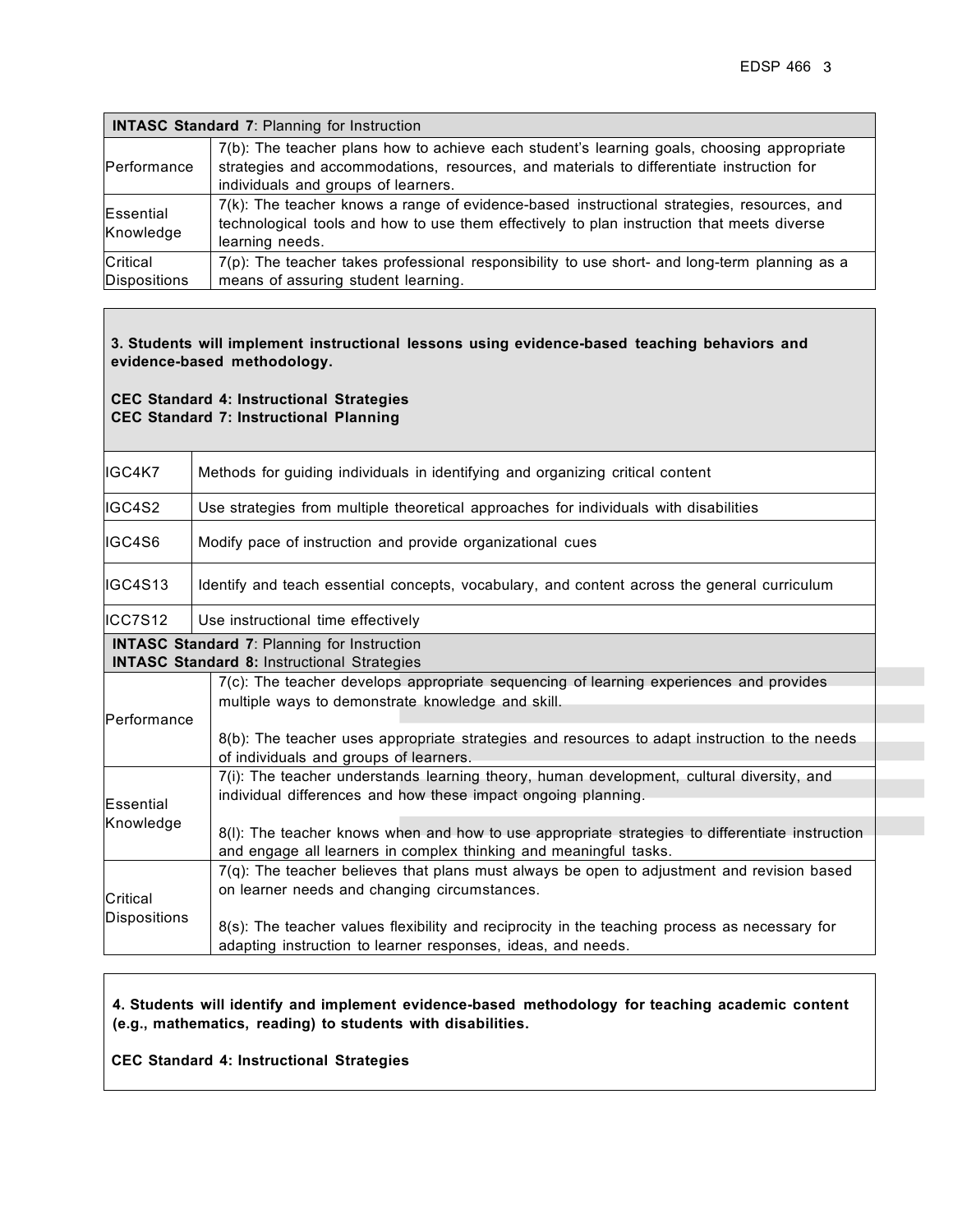| **INTASC Standard 7**: Planning for Instruction | |
|---|---|
| Performance | 7(b): The teacher plans how to achieve each student's learning goals, choosing appropriate strategies and accommodations, resources, and materials to differentiate instruction for individuals and groups of learners. |
| Essential Knowledge | 7(k): The teacher knows a range of evidence-based instructional strategies, resources, and technological tools and how to use them effectively to plan instruction that meets diverse learning needs. |
| Critical Dispositions | 7(p): The teacher takes professional responsibility to use short- and long-term planning as a means of assuring student learning. |

**3. Students will implement instructional lessons using evidence-based teaching behaviors and evidence-based methodology.**

**CEC Standard 4: Instructional Strategies**
**CEC Standard 7: Instructional Planning**

| | |
|---|---|
| IGC4K7 | Methods for guiding individuals in identifying and organizing critical content |
| IGC4S2 | Use strategies from multiple theoretical approaches for individuals with disabilities |
| IGC4S6 | Modify pace of instruction and provide organizational cues |
| IGC4S13 | Identify and teach essential concepts, vocabulary, and content across the general curriculum |
| ICC7S12 | Use instructional time effectively |

| **INTASC Standard 7**: Planning for Instruction<br>**INTASC Standard 8:** Instructional Strategies | |
|---|---|
| Performance | 7(c): The teacher develops appropriate sequencing of learning experiences and provides multiple ways to demonstrate knowledge and skill.<br><br>8(b): The teacher uses appropriate strategies and resources to adapt instruction to the needs of individuals and groups of learners. |
| Essential Knowledge | 7(i): The teacher understands learning theory, human development, cultural diversity, and individual differences and how these impact ongoing planning.<br><br>8(l): The teacher knows when and how to use appropriate strategies to differentiate instruction and engage all learners in complex thinking and meaningful tasks. |
| Critical Dispositions | 7(q): The teacher believes that plans must always be open to adjustment and revision based on learner needs and changing circumstances.<br><br>8(s): The teacher values flexibility and reciprocity in the teaching process as necessary for adapting instruction to learner responses, ideas, and needs. |

**4. Students will identify and implement evidence-based methodology for teaching academic content (e.g., mathematics, reading) to students with disabilities.**

**CEC Standard 4: Instructional Strategies**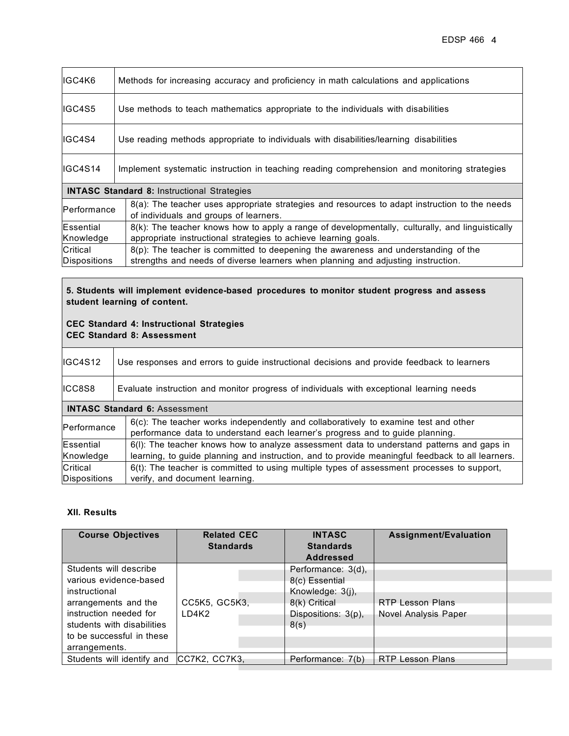| | |
|---|---|
| IGC4K6 | Methods for increasing accuracy and proficiency in math calculations and applications |
| IGC4S5 | Use methods to teach mathematics appropriate to the individuals with disabilities |
| IGC4S4 | Use reading methods appropriate to individuals with disabilities/learning disabilities |
| IGC4S14 | Implement systematic instruction in teaching reading comprehension and monitoring strategies |
| **INTASC Standard 8:** Instructional Strategies | |
| Performance | 8(a): The teacher uses appropriate strategies and resources to adapt instruction to the needs of individuals and groups of learners. |
| Essential Knowledge | 8(k): The teacher knows how to apply a range of developmentally, culturally, and linguistically appropriate instructional strategies to achieve learning goals. |
| Critical Dispositions | 8(p): The teacher is committed to deepening the awareness and understanding of the strengths and needs of diverse learners when planning and adjusting instruction. |

**5. Students will implement evidence-based procedures to monitor student progress and assess student learning of content.**

**CEC Standard 4: Instructional Strategies**
**CEC Standard 8: Assessment**

| | |
|---|---|
| IGC4S12 | Use responses and errors to guide instructional decisions and provide feedback to learners |
| ICC8S8 | Evaluate instruction and monitor progress of individuals with exceptional learning needs |
| **INTASC Standard 6:** Assessment | |
| Performance | 6(c): The teacher works independently and collaboratively to examine test and other performance data to understand each learner's progress and to guide planning. |
| Essential Knowledge | 6(l): The teacher knows how to analyze assessment data to understand patterns and gaps in learning, to guide planning and instruction, and to provide meaningful feedback to all learners. |
| Critical Dispositions | 6(t): The teacher is committed to using multiple types of assessment processes to support, verify, and document learning. |

### XII. Results

| Course Objectives | Related CEC Standards | INTASC Standards Addressed | Assignment/Evaluation |
|---|---|---|---|
| Students will describe various evidence-based instructional arrangements and the instruction needed for students with disabilities to be successful in these arrangements. | CC5K5, GC5K3, LD4K2 | Performance: 3(d), 8(c) Essential Knowledge: 3(j), 8(k) Critical Dispositions: 3(p), 8(s) | RTP Lesson Plans<br>Novel Analysis Paper |
| Students will identify and | CC7K2, CC7K3, | Performance: 7(b) | RTP Lesson Plans |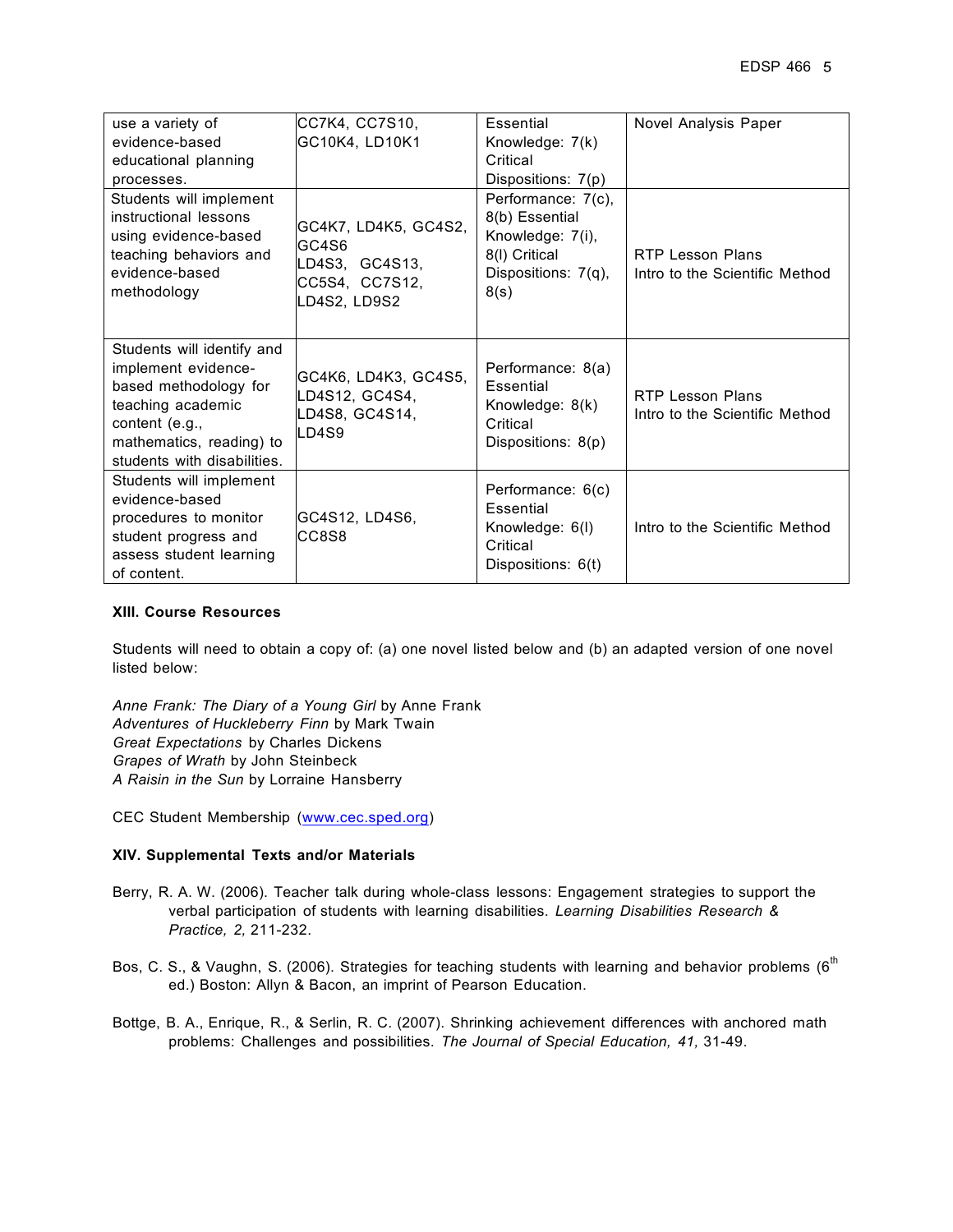| use a variety of evidence-based educational planning processes. | CC7K4, CC7S10, GC10K4, LD10K1 | Essential Knowledge: 7(k) Critical Dispositions: 7(p) | Novel Analysis Paper |
|---|---|---|---|
| Students will implement instructional lessons using evidence-based teaching behaviors and evidence-based methodology | GC4K7, LD4K5, GC4S2, GC4S6 LD4S3, GC4S13, CC5S4, CC7S12, LD4S2, LD9S2 | Performance: 7(c), 8(b) Essential Knowledge: 7(i), 8(l) Critical Dispositions: 7(q), 8(s) | RTP Lesson Plans Intro to the Scientific Method |
| Students will identify and implement evidence-based methodology for teaching academic content (e.g., mathematics, reading) to students with disabilities. | GC4K6, LD4K3, GC4S5, LD4S12, GC4S4, LD4S8, GC4S14, LD4S9 | Performance: 8(a) Essential Knowledge: 8(k) Critical Dispositions: 8(p) | RTP Lesson Plans Intro to the Scientific Method |
| Students will implement evidence-based procedures to monitor student progress and assess student learning of content. | GC4S12, LD4S6, CC8S8 | Performance: 6(c) Essential Knowledge: 6(l) Critical Dispositions: 6(t) | Intro to the Scientific Method |

**XIII. Course Resources**

Students will need to obtain a copy of: (a) one novel listed below and (b) an adapted version of one novel listed below:

*Anne Frank: The Diary of a Young Girl* by Anne Frank
*Adventures of Huckleberry Finn* by Mark Twain
*Great Expectations* by Charles Dickens
*Grapes of Wrath* by John Steinbeck
*A Raisin in the Sun* by Lorraine Hansberry

CEC Student Membership (www.cec.sped.org)

**XIV. Supplemental Texts and/or Materials**

Berry, R. A. W. (2006). Teacher talk during whole-class lessons: Engagement strategies to support the verbal participation of students with learning disabilities. *Learning Disabilities Research & Practice, 2,* 211-232.

Bos, C. S., & Vaughn, S. (2006). Strategies for teaching students with learning and behavior problems (6th ed.) Boston: Allyn & Bacon, an imprint of Pearson Education.

Bottge, B. A., Enrique, R., & Serlin, R. C. (2007). Shrinking achievement differences with anchored math problems: Challenges and possibilities. *The Journal of Special Education, 41,* 31-49.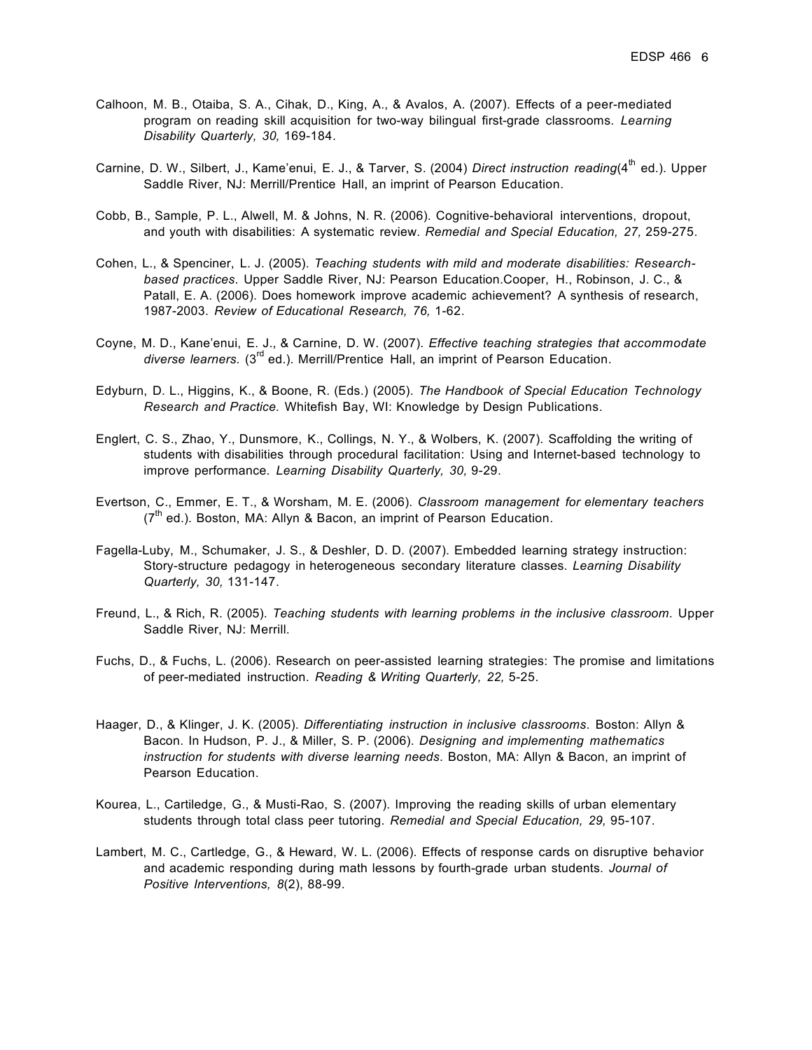Calhoon, M. B., Otaiba, S. A., Cihak, D., King, A., & Avalos, A. (2007). Effects of a peer-mediated program on reading skill acquisition for two-way bilingual first-grade classrooms. *Learning Disability Quarterly, 30,* 169-184.

Carnine, D. W., Silbert, J., Kame'enui, E. J., & Tarver, S. (2004) *Direct instruction reading*(4th ed.). Upper Saddle River, NJ: Merrill/Prentice Hall, an imprint of Pearson Education.

Cobb, B., Sample, P. L., Alwell, M. & Johns, N. R. (2006). Cognitive-behavioral interventions, dropout, and youth with disabilities: A systematic review. *Remedial and Special Education, 27,* 259-275.

Cohen, L., & Spenciner, L. J. (2005). *Teaching students with mild and moderate disabilities: Research-based practices*. Upper Saddle River, NJ: Pearson Education.Cooper, H., Robinson, J. C., & Patall, E. A. (2006). Does homework improve academic achievement? A synthesis of research, 1987-2003. *Review of Educational Research, 76,* 1-62.

Coyne, M. D., Kane'enui, E. J., & Carnine, D. W. (2007). *Effective teaching strategies that accommodate diverse learners.* (3rd ed.). Merrill/Prentice Hall, an imprint of Pearson Education.

Edyburn, D. L., Higgins, K., & Boone, R. (Eds.) (2005). *The Handbook of Special Education Technology Research and Practice.* Whitefish Bay, WI: Knowledge by Design Publications.

Englert, C. S., Zhao, Y., Dunsmore, K., Collings, N. Y., & Wolbers, K. (2007). Scaffolding the writing of students with disabilities through procedural facilitation: Using and Internet-based technology to improve performance. *Learning Disability Quarterly, 30,* 9-29.

Evertson, C., Emmer, E. T., & Worsham, M. E. (2006). *Classroom management for elementary teachers* (7th ed.). Boston, MA: Allyn & Bacon, an imprint of Pearson Education.

Fagella-Luby, M., Schumaker, J. S., & Deshler, D. D. (2007). Embedded learning strategy instruction: Story-structure pedagogy in heterogeneous secondary literature classes. *Learning Disability Quarterly, 30,* 131-147.

Freund, L., & Rich, R. (2005). *Teaching students with learning problems in the inclusive classroom*. Upper Saddle River, NJ: Merrill.

Fuchs, D., & Fuchs, L. (2006). Research on peer-assisted learning strategies: The promise and limitations of peer-mediated instruction. *Reading & Writing Quarterly, 22,* 5-25.

Haager, D., & Klinger, J. K. (2005). *Differentiating instruction in inclusive classrooms*. Boston: Allyn & Bacon. In Hudson, P. J., & Miller, S. P. (2006). *Designing and implementing mathematics instruction for students with diverse learning needs*. Boston, MA: Allyn & Bacon, an imprint of Pearson Education.

Kourea, L., Cartiledge, G., & Musti-Rao, S. (2007). Improving the reading skills of urban elementary students through total class peer tutoring. *Remedial and Special Education, 29,* 95-107.

Lambert, M. C., Cartledge, G., & Heward, W. L. (2006). Effects of response cards on disruptive behavior and academic responding during math lessons by fourth-grade urban students. *Journal of Positive Interventions, 8*(2), 88-99.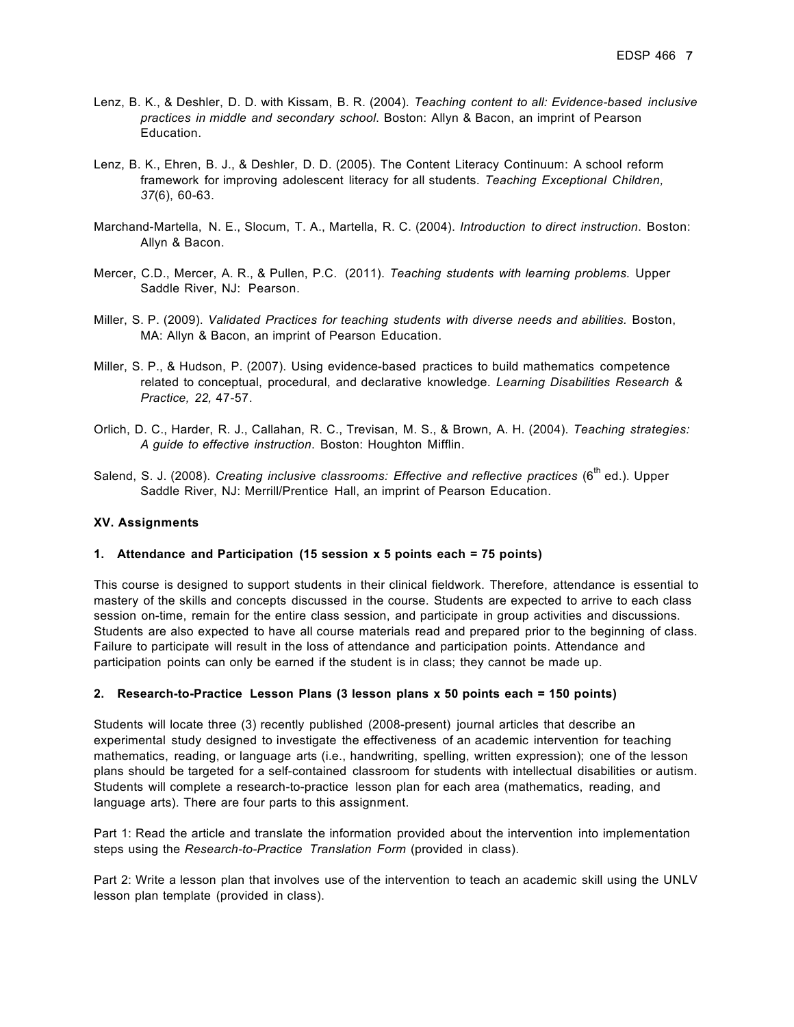Lenz, B. K., & Deshler, D. D. with Kissam, B. R. (2004). *Teaching content to all: Evidence-based inclusive practices in middle and secondary school*. Boston: Allyn & Bacon, an imprint of Pearson Education.

Lenz, B. K., Ehren, B. J., & Deshler, D. D. (2005). The Content Literacy Continuum: A school reform framework for improving adolescent literacy for all students. *Teaching Exceptional Children, 37*(6), 60-63.

Marchand-Martella, N. E., Slocum, T. A., Martella, R. C. (2004). *Introduction to direct instruction*. Boston: Allyn & Bacon.

Mercer, C.D., Mercer, A. R., & Pullen, P.C. (2011). *Teaching students with learning problems.* Upper Saddle River, NJ: Pearson.

Miller, S. P. (2009). *Validated Practices for teaching students with diverse needs and abilities.* Boston, MA: Allyn & Bacon, an imprint of Pearson Education.

Miller, S. P., & Hudson, P. (2007). Using evidence-based practices to build mathematics competence related to conceptual, procedural, and declarative knowledge. *Learning Disabilities Research & Practice, 22,* 47-57.

Orlich, D. C., Harder, R. J., Callahan, R. C., Trevisan, M. S., & Brown, A. H. (2004). *Teaching strategies: A guide to effective instruction*. Boston: Houghton Mifflin.

Salend, S. J. (2008). *Creating inclusive classrooms: Effective and reflective practices* (6th ed.). Upper Saddle River, NJ: Merrill/Prentice Hall, an imprint of Pearson Education.

### XV. Assignments

#### 1. Attendance and Participation (15 session x 5 points each = 75 points)

This course is designed to support students in their clinical fieldwork. Therefore, attendance is essential to mastery of the skills and concepts discussed in the course. Students are expected to arrive to each class session on-time, remain for the entire class session, and participate in group activities and discussions. Students are also expected to have all course materials read and prepared prior to the beginning of class. Failure to participate will result in the loss of attendance and participation points. Attendance and participation points can only be earned if the student is in class; they cannot be made up.

#### 2. Research-to-Practice Lesson Plans (3 lesson plans x 50 points each = 150 points)

Students will locate three (3) recently published (2008-present) journal articles that describe an experimental study designed to investigate the effectiveness of an academic intervention for teaching mathematics, reading, or language arts (i.e., handwriting, spelling, written expression); one of the lesson plans should be targeted for a self-contained classroom for students with intellectual disabilities or autism. Students will complete a research-to-practice lesson plan for each area (mathematics, reading, and language arts). There are four parts to this assignment.

Part 1: Read the article and translate the information provided about the intervention into implementation steps using the *Research-to-Practice Translation Form* (provided in class).

Part 2: Write a lesson plan that involves use of the intervention to teach an academic skill using the UNLV lesson plan template (provided in class).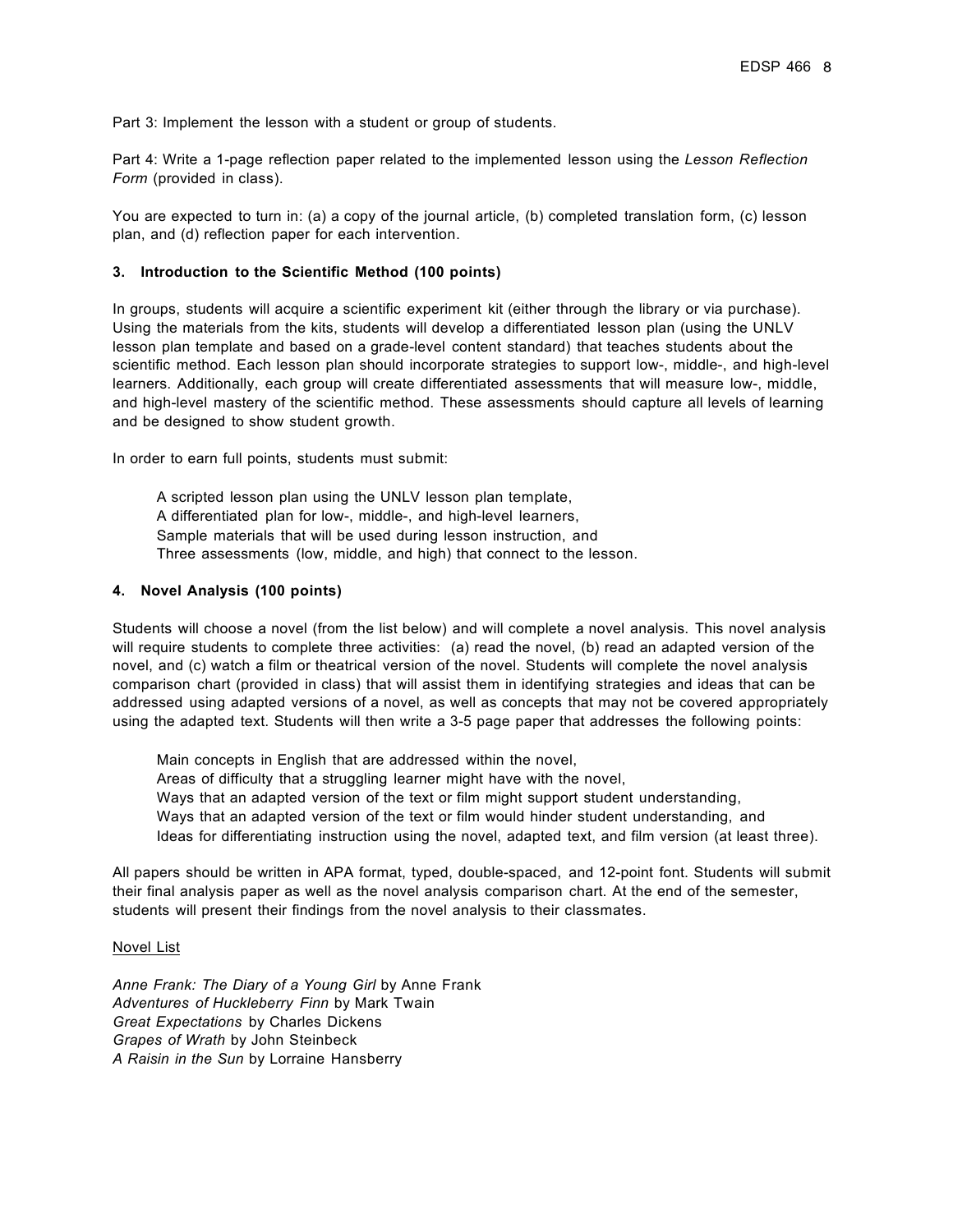Part 3: Implement the lesson with a student or group of students.

Part 4: Write a 1-page reflection paper related to the implemented lesson using the *Lesson Reflection Form* (provided in class).

You are expected to turn in: (a) a copy of the journal article, (b) completed translation form, (c) lesson plan, and (d) reflection paper for each intervention.

**3. Introduction to the Scientific Method (100 points)**

In groups, students will acquire a scientific experiment kit (either through the library or via purchase). Using the materials from the kits, students will develop a differentiated lesson plan (using the UNLV lesson plan template and based on a grade-level content standard) that teaches students about the scientific method. Each lesson plan should incorporate strategies to support low-, middle-, and high-level learners. Additionally, each group will create differentiated assessments that will measure low-, middle, and high-level mastery of the scientific method. These assessments should capture all levels of learning and be designed to show student growth.

In order to earn full points, students must submit:

A scripted lesson plan using the UNLV lesson plan template,
A differentiated plan for low-, middle-, and high-level learners,
Sample materials that will be used during lesson instruction, and
Three assessments (low, middle, and high) that connect to the lesson.

**4. Novel Analysis (100 points)**

Students will choose a novel (from the list below) and will complete a novel analysis. This novel analysis will require students to complete three activities: (a) read the novel, (b) read an adapted version of the novel, and (c) watch a film or theatrical version of the novel. Students will complete the novel analysis comparison chart (provided in class) that will assist them in identifying strategies and ideas that can be addressed using adapted versions of a novel, as well as concepts that may not be covered appropriately using the adapted text. Students will then write a 3-5 page paper that addresses the following points:

Main concepts in English that are addressed within the novel,
Areas of difficulty that a struggling learner might have with the novel,
Ways that an adapted version of the text or film might support student understanding,
Ways that an adapted version of the text or film would hinder student understanding, and
Ideas for differentiating instruction using the novel, adapted text, and film version (at least three).

All papers should be written in APA format, typed, double-spaced, and 12-point font. Students will submit their final analysis paper as well as the novel analysis comparison chart. At the end of the semester, students will present their findings from the novel analysis to their classmates.

<u>Novel List</u>

*Anne Frank: The Diary of a Young Girl* by Anne Frank
*Adventures of Huckleberry Finn* by Mark Twain
*Great Expectations* by Charles Dickens
*Grapes of Wrath* by John Steinbeck
*A Raisin in the Sun* by Lorraine Hansberry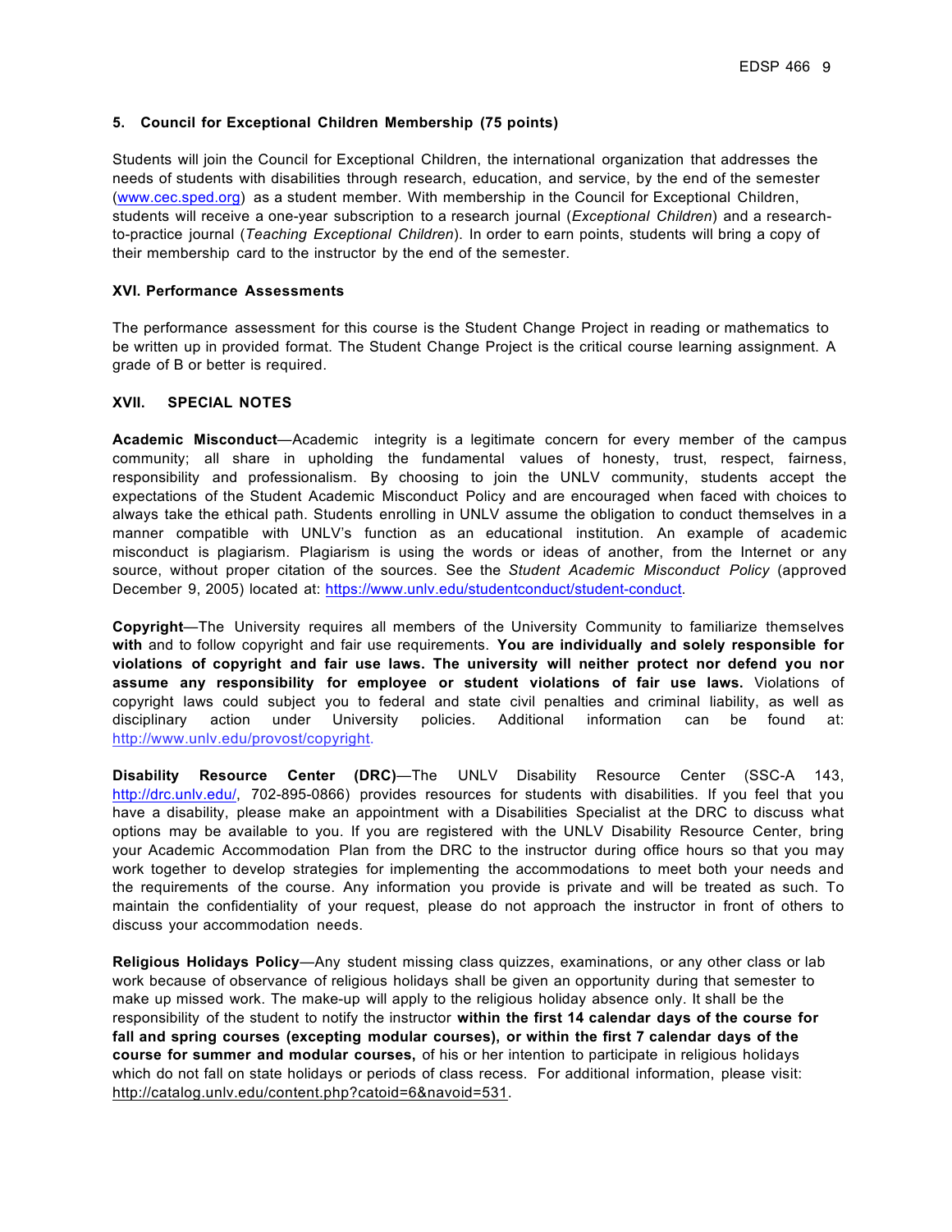### 5. Council for Exceptional Children Membership (75 points)

Students will join the Council for Exceptional Children, the international organization that addresses the needs of students with disabilities through research, education, and service, by the end of the semester (www.cec.sped.org) as a student member. With membership in the Council for Exceptional Children, students will receive a one-year subscription to a research journal (*Exceptional Children*) and a research-to-practice journal (*Teaching Exceptional Children*). In order to earn points, students will bring a copy of their membership card to the instructor by the end of the semester.

## XVI. Performance Assessments

The performance assessment for this course is the Student Change Project in reading or mathematics to be written up in provided format. The Student Change Project is the critical course learning assignment. A grade of B or better is required.

## XVII. SPECIAL NOTES

**Academic Misconduct**—Academic integrity is a legitimate concern for every member of the campus community; all share in upholding the fundamental values of honesty, trust, respect, fairness, responsibility and professionalism. By choosing to join the UNLV community, students accept the expectations of the Student Academic Misconduct Policy and are encouraged when faced with choices to always take the ethical path. Students enrolling in UNLV assume the obligation to conduct themselves in a manner compatible with UNLV's function as an educational institution. An example of academic misconduct is plagiarism. Plagiarism is using the words or ideas of another, from the Internet or any source, without proper citation of the sources. See the *Student Academic Misconduct Policy* (approved December 9, 2005) located at: https://www.unlv.edu/studentconduct/student-conduct.

**Copyright**—The University requires all members of the University Community to familiarize themselves **with** and to follow copyright and fair use requirements. **You are individually and solely responsible for violations of copyright and fair use laws. The university will neither protect nor defend you nor assume any responsibility for employee or student violations of fair use laws.** Violations of copyright laws could subject you to federal and state civil penalties and criminal liability, as well as disciplinary action under University policies. Additional information can be found at: http://www.unlv.edu/provost/copyright.

**Disability Resource Center (DRC)**—The UNLV Disability Resource Center (SSC-A 143, http://drc.unlv.edu/, 702-895-0866) provides resources for students with disabilities. If you feel that you have a disability, please make an appointment with a Disabilities Specialist at the DRC to discuss what options may be available to you. If you are registered with the UNLV Disability Resource Center, bring your Academic Accommodation Plan from the DRC to the instructor during office hours so that you may work together to develop strategies for implementing the accommodations to meet both your needs and the requirements of the course. Any information you provide is private and will be treated as such. To maintain the confidentiality of your request, please do not approach the instructor in front of others to discuss your accommodation needs.

**Religious Holidays Policy**—Any student missing class quizzes, examinations, or any other class or lab work because of observance of religious holidays shall be given an opportunity during that semester to make up missed work. The make-up will apply to the religious holiday absence only. It shall be the responsibility of the student to notify the instructor **within the first 14 calendar days of the course for fall and spring courses (excepting modular courses), or within the first 7 calendar days of the course for summer and modular courses,** of his or her intention to participate in religious holidays which do not fall on state holidays or periods of class recess. For additional information, please visit: http://catalog.unlv.edu/content.php?catoid=6&navoid=531.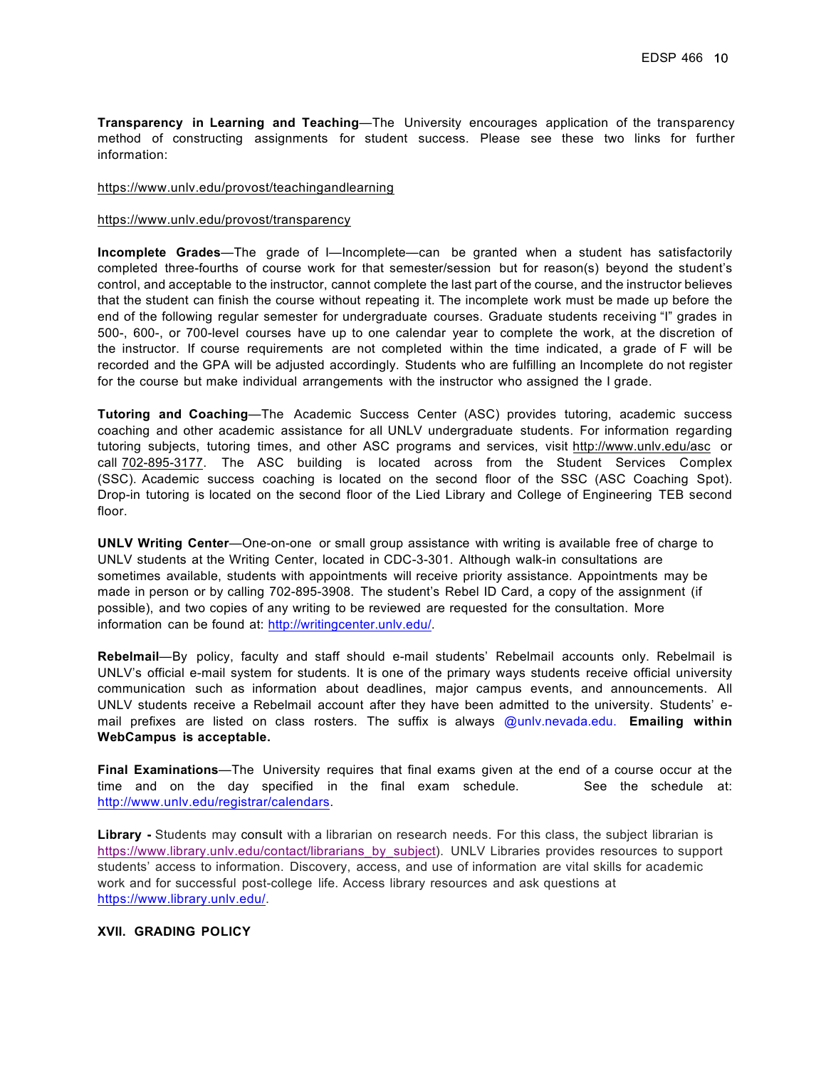**Transparency in Learning and Teaching**—The University encourages application of the transparency method of constructing assignments for student success. Please see these two links for further information:

https://www.unlv.edu/provost/teachingandlearning

https://www.unlv.edu/provost/transparency

**Incomplete Grades**—The grade of I—Incomplete—can be granted when a student has satisfactorily completed three-fourths of course work for that semester/session but for reason(s) beyond the student's control, and acceptable to the instructor, cannot complete the last part of the course, and the instructor believes that the student can finish the course without repeating it. The incomplete work must be made up before the end of the following regular semester for undergraduate courses. Graduate students receiving "I" grades in 500-, 600-, or 700-level courses have up to one calendar year to complete the work, at the discretion of the instructor. If course requirements are not completed within the time indicated, a grade of F will be recorded and the GPA will be adjusted accordingly. Students who are fulfilling an Incomplete do not register for the course but make individual arrangements with the instructor who assigned the I grade.

**Tutoring and Coaching**—The Academic Success Center (ASC) provides tutoring, academic success coaching and other academic assistance for all UNLV undergraduate students. For information regarding tutoring subjects, tutoring times, and other ASC programs and services, visit http://www.unlv.edu/asc or call 702-895-3177. The ASC building is located across from the Student Services Complex (SSC). Academic success coaching is located on the second floor of the SSC (ASC Coaching Spot). Drop-in tutoring is located on the second floor of the Lied Library and College of Engineering TEB second floor.

**UNLV Writing Center**—One-on-one or small group assistance with writing is available free of charge to UNLV students at the Writing Center, located in CDC-3-301. Although walk-in consultations are sometimes available, students with appointments will receive priority assistance. Appointments may be made in person or by calling 702-895-3908. The student's Rebel ID Card, a copy of the assignment (if possible), and two copies of any writing to be reviewed are requested for the consultation. More information can be found at: http://writingcenter.unlv.edu/.

**Rebelmail**—By policy, faculty and staff should e-mail students' Rebelmail accounts only. Rebelmail is UNLV's official e-mail system for students. It is one of the primary ways students receive official university communication such as information about deadlines, major campus events, and announcements. All UNLV students receive a Rebelmail account after they have been admitted to the university. Students' e-mail prefixes are listed on class rosters. The suffix is always @unlv.nevada.edu. **Emailing within WebCampus is acceptable.**

**Final Examinations**—The University requires that final exams given at the end of a course occur at the time and on the day specified in the final exam schedule. See the schedule at: http://www.unlv.edu/registrar/calendars.

**Library -** Students may consult with a librarian on research needs. For this class, the subject librarian is https://www.library.unlv.edu/contact/librarians_by_subject). UNLV Libraries provides resources to support students' access to information. Discovery, access, and use of information are vital skills for academic work and for successful post-college life. Access library resources and ask questions at https://www.library.unlv.edu/.

## XVII. GRADING POLICY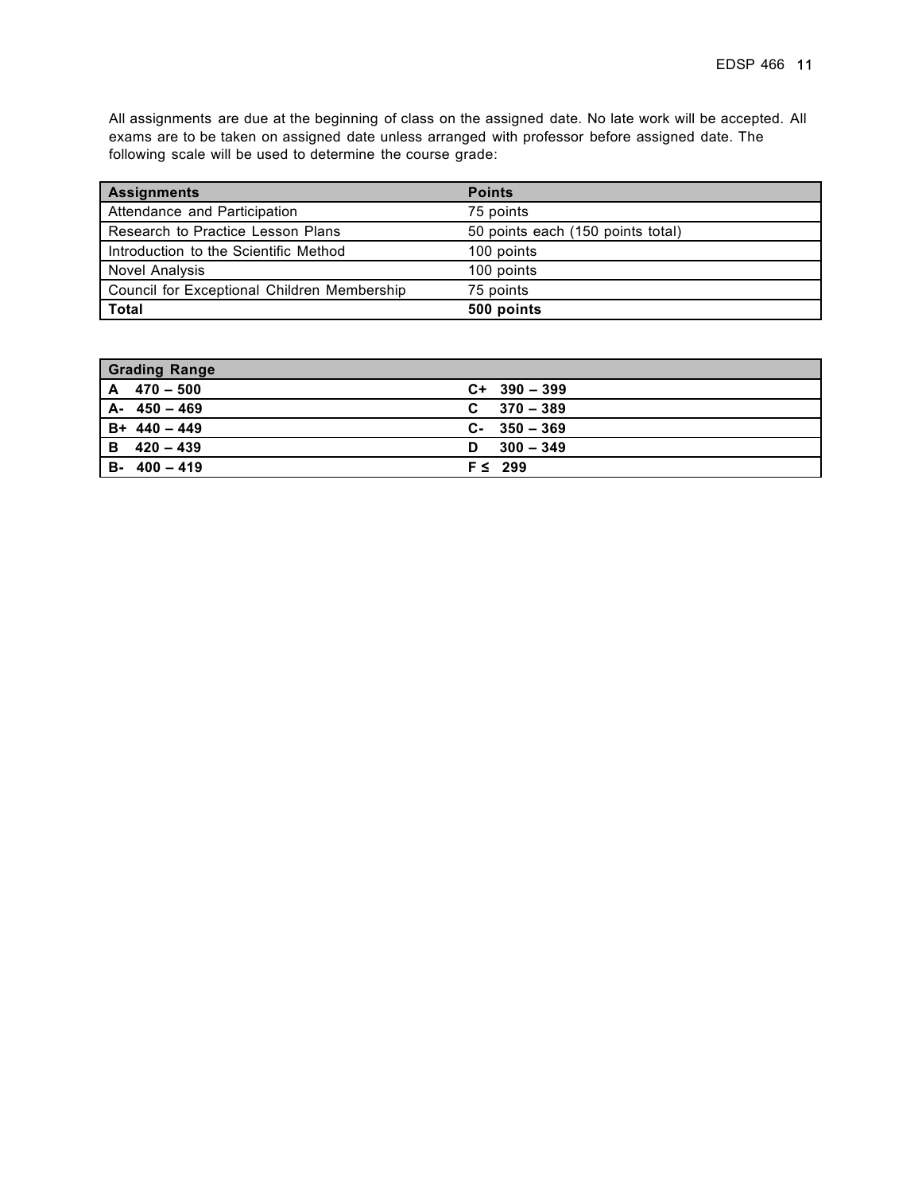All assignments are due at the beginning of class on the assigned date. No late work will be accepted. All exams are to be taken on assigned date unless arranged with professor before assigned date. The following scale will be used to determine the course grade:

| Assignments | Points |
|---|---|
| Attendance and Participation | 75 points |
| Research to Practice Lesson Plans | 50 points each (150 points total) |
| Introduction to the Scientific Method | 100 points |
| Novel Analysis | 100 points |
| Council for Exceptional Children Membership | 75 points |
| **Total** | **500 points** |

| Grading Range | |
|---|---|
| **A 470 – 500** | **C+ 390 – 399** |
| **A- 450 – 469** | **C 370 – 389** |
| **B+ 440 – 449** | **C- 350 – 369** |
| **B 420 – 439** | **D 300 – 349** |
| **B- 400 – 419** | **F ≤ 299** |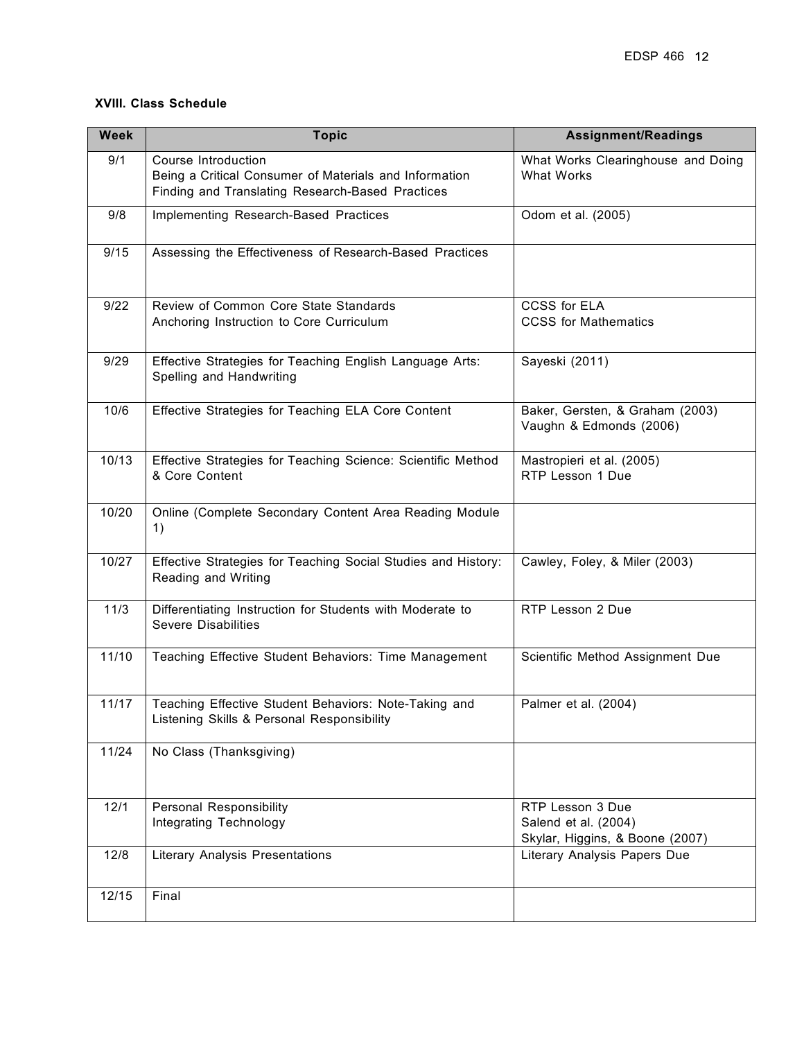**XVIII. Class Schedule**

| Week | Topic | Assignment/Readings |
|---|---|---|
| 9/1 | Course Introduction<br>Being a Critical Consumer of Materials and Information<br>Finding and Translating Research-Based Practices | What Works Clearinghouse and Doing What Works |
| 9/8 | Implementing Research-Based Practices | Odom et al. (2005) |
| 9/15 | Assessing the Effectiveness of Research-Based Practices | |
| 9/22 | Review of Common Core State Standards<br>Anchoring Instruction to Core Curriculum | CCSS for ELA<br>CCSS for Mathematics |
| 9/29 | Effective Strategies for Teaching English Language Arts: Spelling and Handwriting | Sayeski (2011) |
| 10/6 | Effective Strategies for Teaching ELA Core Content | Baker, Gersten, & Graham (2003)<br>Vaughn & Edmonds (2006) |
| 10/13 | Effective Strategies for Teaching Science: Scientific Method & Core Content | Mastropieri et al. (2005)<br>RTP Lesson 1 Due |
| 10/20 | Online (Complete Secondary Content Area Reading Module 1) | |
| 10/27 | Effective Strategies for Teaching Social Studies and History: Reading and Writing | Cawley, Foley, & Miler (2003) |
| 11/3 | Differentiating Instruction for Students with Moderate to Severe Disabilities | RTP Lesson 2 Due |
| 11/10 | Teaching Effective Student Behaviors: Time Management | Scientific Method Assignment Due |
| 11/17 | Teaching Effective Student Behaviors: Note-Taking and Listening Skills & Personal Responsibility | Palmer et al. (2004) |
| 11/24 | No Class (Thanksgiving) | |
| 12/1 | Personal Responsibility<br>Integrating Technology | RTP Lesson 3 Due<br>Salend et al. (2004)<br>Skylar, Higgins, & Boone (2007) |
| 12/8 | Literary Analysis Presentations | Literary Analysis Papers Due |
| 12/15 | Final | |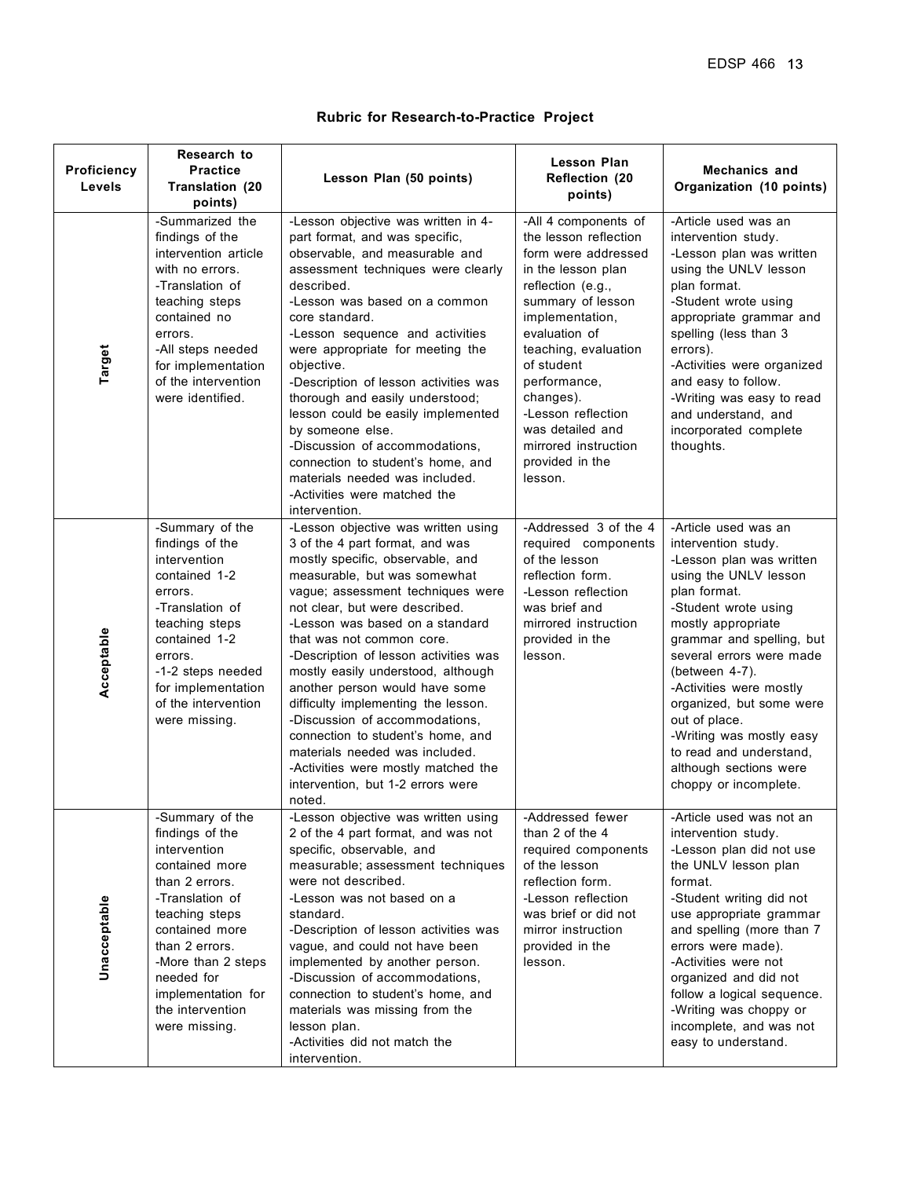## Rubric for Research-to-Practice Project

| Proficiency Levels | Research to Practice Translation (20 points) | Lesson Plan (50 points) | Lesson Plan Reflection (20 points) | Mechanics and Organization (10 points) |
|---|---|---|---|---|
| Target | -Summarized the findings of the intervention article with no errors.<br>-Translation of teaching steps contained no errors.<br>-All steps needed for implementation of the intervention were identified. | -Lesson objective was written in 4-part format, and was specific, observable, and measurable and assessment techniques were clearly described.<br>-Lesson was based on a common core standard.<br>-Lesson sequence and activities were appropriate for meeting the objective.<br>-Description of lesson activities was thorough and easily understood; lesson could be easily implemented by someone else.<br>-Discussion of accommodations, connection to student's home, and materials needed was included.<br>-Activities were matched the intervention. | -All 4 components of the lesson reflection form were addressed in the lesson plan reflection (e.g., summary of lesson implementation, evaluation of teaching, evaluation of student performance, changes).<br>-Lesson reflection was detailed and mirrored instruction provided in the lesson. | -Article used was an intervention study.<br>-Lesson plan was written using the UNLV lesson plan format.<br>-Student wrote using appropriate grammar and spelling (less than 3 errors).<br>-Activities were organized and easy to follow.<br>-Writing was easy to read and understand, and incorporated complete thoughts. |
| Acceptable | -Summary of the findings of the intervention contained 1-2 errors.<br>-Translation of teaching steps contained 1-2 errors.<br>-1-2 steps needed for implementation of the intervention were missing. | -Lesson objective was written using 3 of the 4 part format, and was mostly specific, observable, and measurable, but was somewhat vague; assessment techniques were not clear, but were described.<br>-Lesson was based on a standard that was not common core.<br>-Description of lesson activities was mostly easily understood, although another person would have some difficulty implementing the lesson.<br>-Discussion of accommodations, connection to student's home, and materials needed was included.<br>-Activities were mostly matched the intervention, but 1-2 errors were noted. | -Addressed 3 of the 4 required components of the lesson reflection form.<br>-Lesson reflection was brief and mirrored instruction provided in the lesson. | -Article used was an intervention study.<br>-Lesson plan was written using the UNLV lesson plan format.<br>-Student wrote using mostly appropriate grammar and spelling, but several errors were made (between 4-7).<br>-Activities were mostly organized, but some were out of place.<br>-Writing was mostly easy to read and understand, although sections were choppy or incomplete. |
| Unacceptable | -Summary of the findings of the intervention contained more than 2 errors.<br>-Translation of teaching steps contained more than 2 errors.<br>-More than 2 steps needed for implementation for the intervention were missing. | -Lesson objective was written using 2 of the 4 part format, and was not specific, observable, and measurable; assessment techniques were not described.<br>-Lesson was not based on a standard.<br>-Description of lesson activities was vague, and could not have been implemented by another person.<br>-Discussion of accommodations, connection to student's home, and materials was missing from the lesson plan.<br>-Activities did not match the intervention. | -Addressed fewer than 2 of the 4 required components of the lesson reflection form.<br>-Lesson reflection was brief or did not mirror instruction provided in the lesson. | -Article used was not an intervention study.<br>-Lesson plan did not use the UNLV lesson plan format.<br>-Student writing did not use appropriate grammar and spelling (more than 7 errors were made).<br>-Activities were not organized and did not follow a logical sequence.<br>-Writing was choppy or incomplete, and was not easy to understand. |